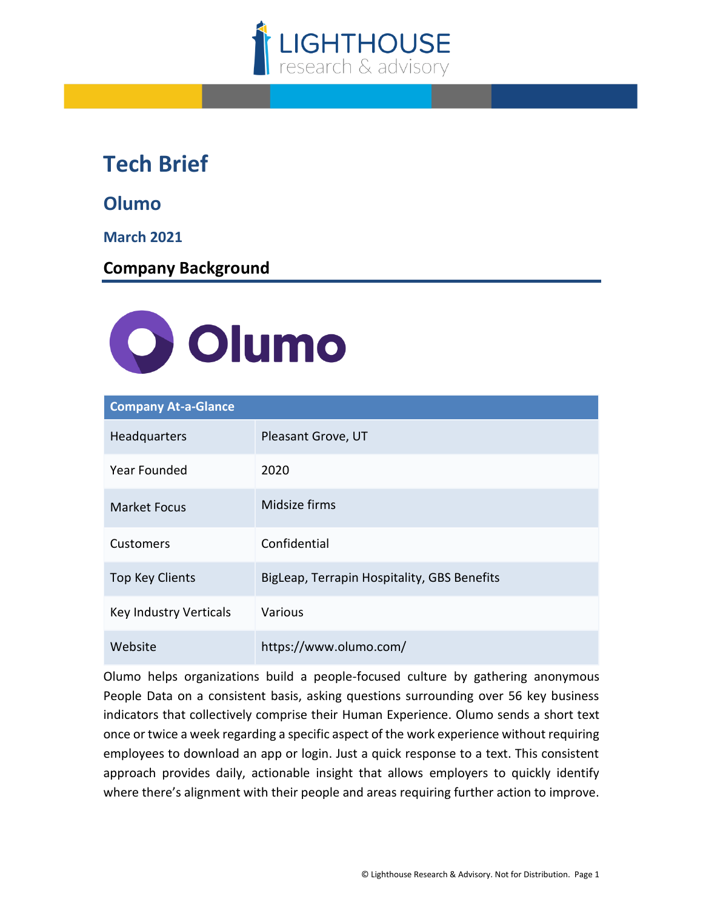# Tech Brief

## Olumo

### March 2021

## Company Background

| Company At-a-Glance | |
|---|---|
| Headquarters | Pleasant Grove, UT |
| Year Founded | 2020 |
| Market Focus | Midsize firms |
| Customers | Confidential |
| Top Key Clients | BigLeap, Terrapin Hospitality, GBS Benefits |
| Key Industry Verticals | Various |
| Website | https://www.olumo.com/ |

Olumo helps organizations build a people-focused culture by gathering anonymous People Data on a consistent basis, asking questions surrounding over 56 key business indicators that collectively comprise their Human Experience. Olumo sends a short text once or twice a week regarding a specific aspect of the work experience without requiring employees to download an app or login. Just a quick response to a text. This consistent approach provides daily, actionable insight that allows employers to quickly identify where there's alignment with their people and areas requiring further action to improve.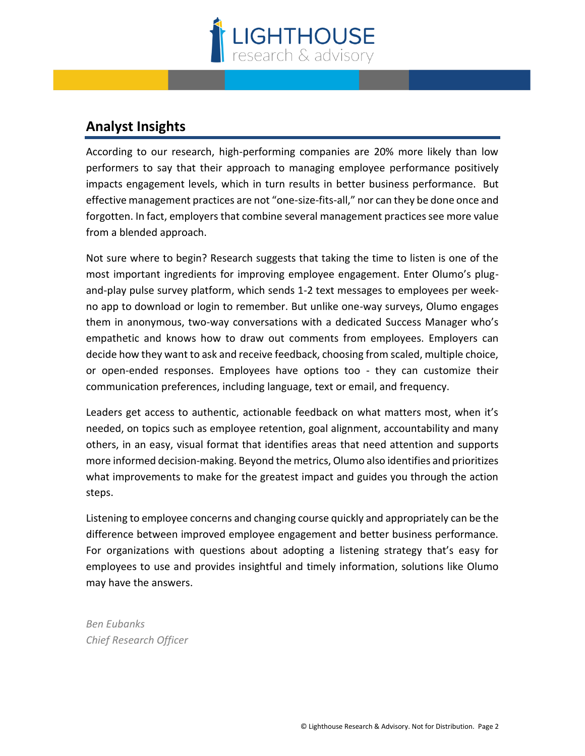## Analyst Insights

According to our research, high-performing companies are 20% more likely than low performers to say that their approach to managing employee performance positively impacts engagement levels, which in turn results in better business performance. But effective management practices are not "one-size-fits-all," nor can they be done once and forgotten. In fact, employers that combine several management practices see more value from a blended approach.

Not sure where to begin? Research suggests that taking the time to listen is one of the most important ingredients for improving employee engagement. Enter Olumo's plug-and-play pulse survey platform, which sends 1-2 text messages to employees per week-no app to download or login to remember. But unlike one-way surveys, Olumo engages them in anonymous, two-way conversations with a dedicated Success Manager who's empathetic and knows how to draw out comments from employees. Employers can decide how they want to ask and receive feedback, choosing from scaled, multiple choice, or open-ended responses. Employees have options too - they can customize their communication preferences, including language, text or email, and frequency.

Leaders get access to authentic, actionable feedback on what matters most, when it's needed, on topics such as employee retention, goal alignment, accountability and many others, in an easy, visual format that identifies areas that need attention and supports more informed decision-making. Beyond the metrics, Olumo also identifies and prioritizes what improvements to make for the greatest impact and guides you through the action steps.

Listening to employee concerns and changing course quickly and appropriately can be the difference between improved employee engagement and better business performance. For organizations with questions about adopting a listening strategy that's easy for employees to use and provides insightful and timely information, solutions like Olumo may have the answers.

*Ben Eubanks*
*Chief Research Officer*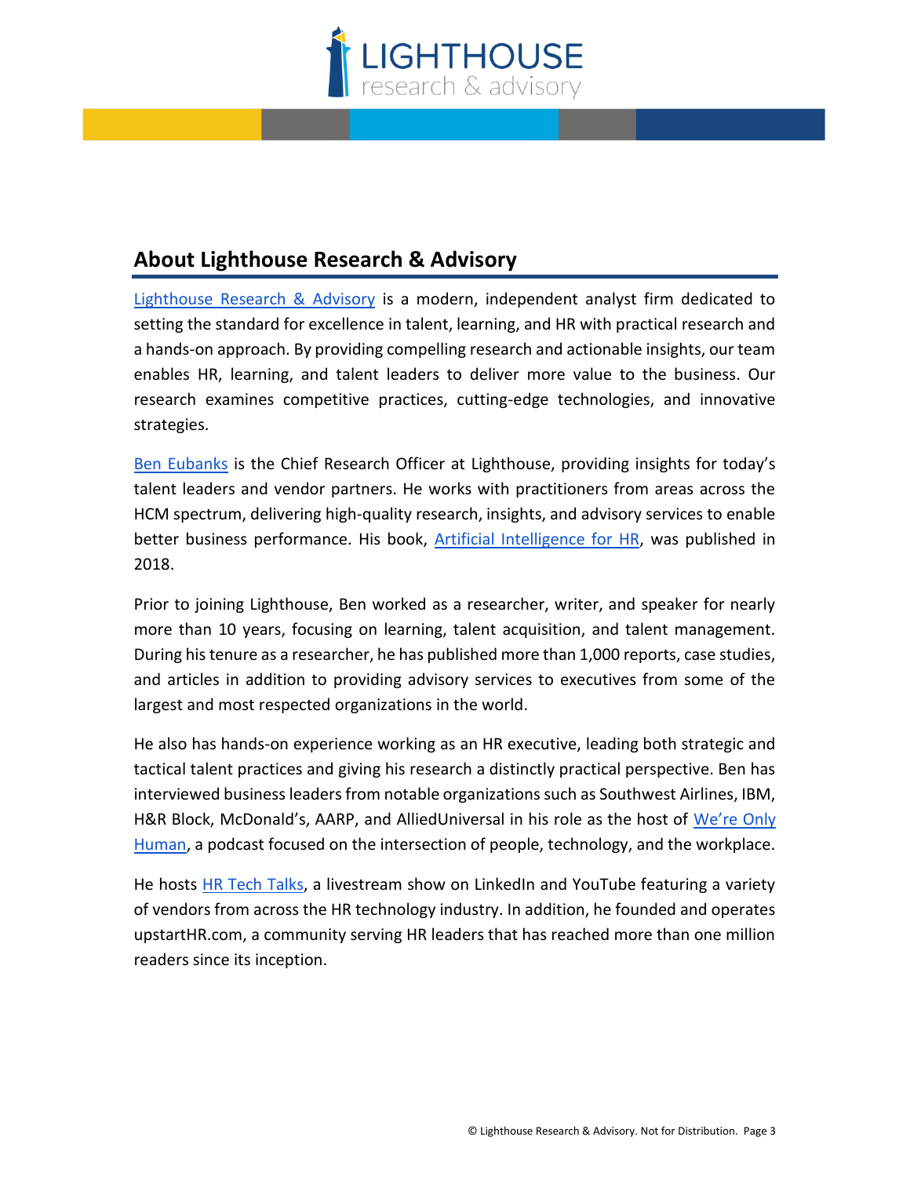## About Lighthouse Research & Advisory

Lighthouse Research & Advisory is a modern, independent analyst firm dedicated to setting the standard for excellence in talent, learning, and HR with practical research and a hands-on approach. By providing compelling research and actionable insights, our team enables HR, learning, and talent leaders to deliver more value to the business. Our research examines competitive practices, cutting-edge technologies, and innovative strategies.

Ben Eubanks is the Chief Research Officer at Lighthouse, providing insights for today's talent leaders and vendor partners. He works with practitioners from areas across the HCM spectrum, delivering high-quality research, insights, and advisory services to enable better business performance. His book, Artificial Intelligence for HR, was published in 2018.

Prior to joining Lighthouse, Ben worked as a researcher, writer, and speaker for nearly more than 10 years, focusing on learning, talent acquisition, and talent management. During his tenure as a researcher, he has published more than 1,000 reports, case studies, and articles in addition to providing advisory services to executives from some of the largest and most respected organizations in the world.

He also has hands-on experience working as an HR executive, leading both strategic and tactical talent practices and giving his research a distinctly practical perspective. Ben has interviewed business leaders from notable organizations such as Southwest Airlines, IBM, H&R Block, McDonald's, AARP, and AlliedUniversal in his role as the host of We're Only Human, a podcast focused on the intersection of people, technology, and the workplace.

He hosts HR Tech Talks, a livestream show on LinkedIn and YouTube featuring a variety of vendors from across the HR technology industry. In addition, he founded and operates upstartHR.com, a community serving HR leaders that has reached more than one million readers since its inception.